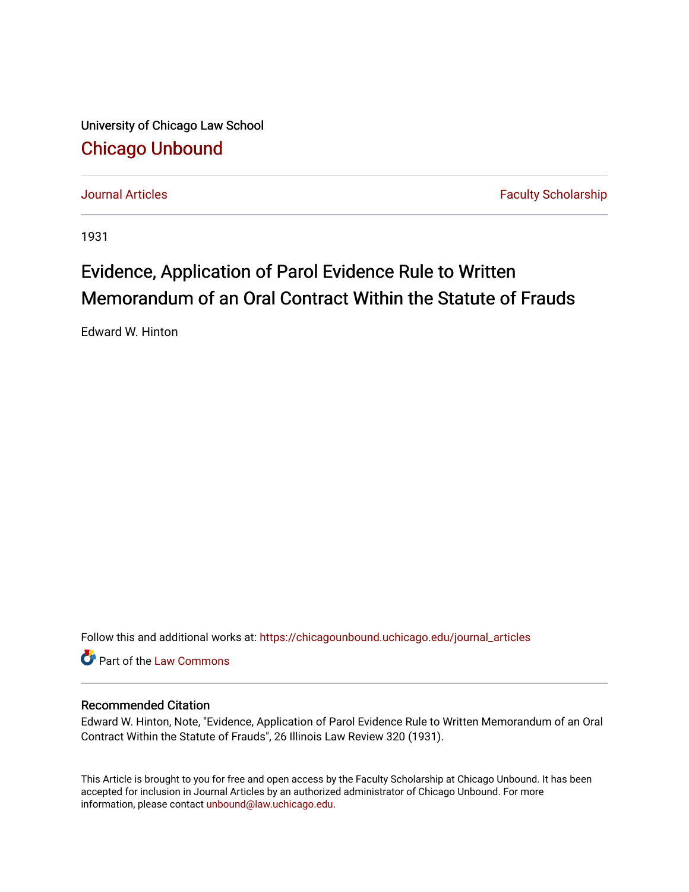University of Chicago Law School

Chicago Unbound

Journal Articles | Faculty Scholarship

1931

# Evidence, Application of Parol Evidence Rule to Written Memorandum of an Oral Contract Within the Statute of Frauds

Edward W. Hinton

Follow this and additional works at: https://chicagounbound.uchicago.edu/journal_articles

Part of the Law Commons

### Recommended Citation

Edward W. Hinton, Note, "Evidence, Application of Parol Evidence Rule to Written Memorandum of an Oral Contract Within the Statute of Frauds", 26 Illinois Law Review 320 (1931).

This Article is brought to you for free and open access by the Faculty Scholarship at Chicago Unbound. It has been accepted for inclusion in Journal Articles by an authorized administrator of Chicago Unbound. For more information, please contact unbound@law.uchicago.edu.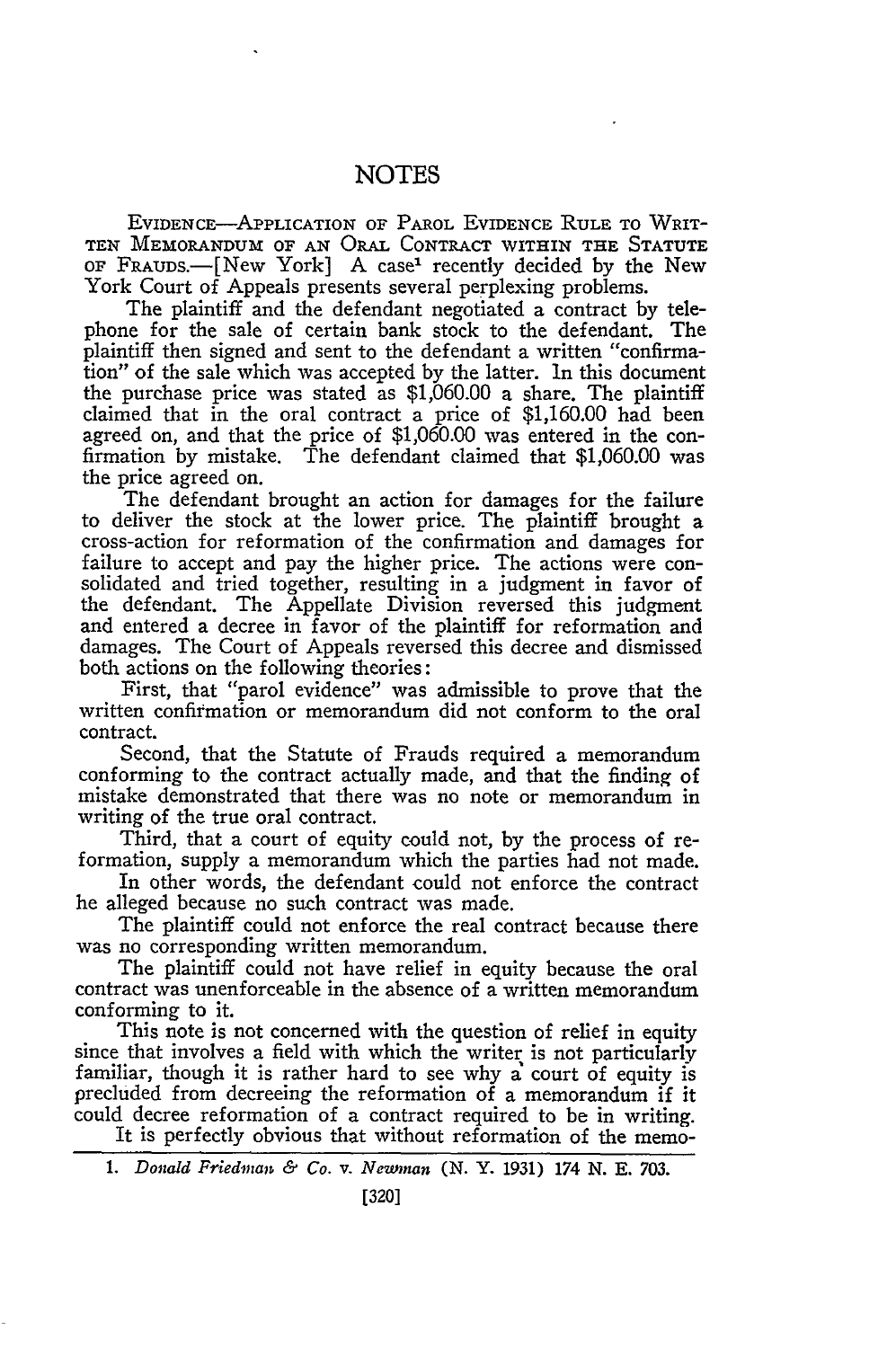# NOTES

EVIDENCE—APPLICATION OF PAROL EVIDENCE RULE TO WRITTEN MEMORANDUM OF AN ORAL CONTRACT WITHIN THE STATUTE OF FRAUDS.—[New York] A case[1] recently decided by the New York Court of Appeals presents several perplexing problems.

The plaintiff and the defendant negotiated a contract by telephone for the sale of certain bank stock to the defendant. The plaintiff then signed and sent to the defendant a written "confirmation" of the sale which was accepted by the latter. In this document the purchase price was stated as $1,060.00 a share. The plaintiff claimed that in the oral contract a price of $1,160.00 had been agreed on, and that the price of $1,060.00 was entered in the confirmation by mistake. The defendant claimed that $1,060.00 was the price agreed on.

The defendant brought an action for damages for the failure to deliver the stock at the lower price. The plaintiff brought a cross-action for reformation of the confirmation and damages for failure to accept and pay the higher price. The actions were consolidated and tried together, resulting in a judgment in favor of the defendant. The Appellate Division reversed this judgment and entered a decree in favor of the plaintiff for reformation and damages. The Court of Appeals reversed this decree and dismissed both actions on the following theories:

First, that "parol evidence" was admissible to prove that the written confirmation or memorandum did not conform to the oral contract.

Second, that the Statute of Frauds required a memorandum conforming to the contract actually made, and that the finding of mistake demonstrated that there was no note or memorandum in writing of the true oral contract.

Third, that a court of equity could not, by the process of reformation, supply a memorandum which the parties had not made.

In other words, the defendant could not enforce the contract he alleged because no such contract was made.

The plaintiff could not enforce the real contract because there was no corresponding written memorandum.

The plaintiff could not have relief in equity because the oral contract was unenforceable in the absence of a written memorandum conforming to it.

This note is not concerned with the question of relief in equity since that involves a field with which the writer is not particularly familiar, though it is rather hard to see why a court of equity is precluded from decreeing the reformation of a memorandum if it could decree reformation of a contract required to be in writing.

It is perfectly obvious that without reformation of the memo-

---

1. *Donald Friedman & Co. v. Newman* (N. Y. 1931) 174 N. E. 703.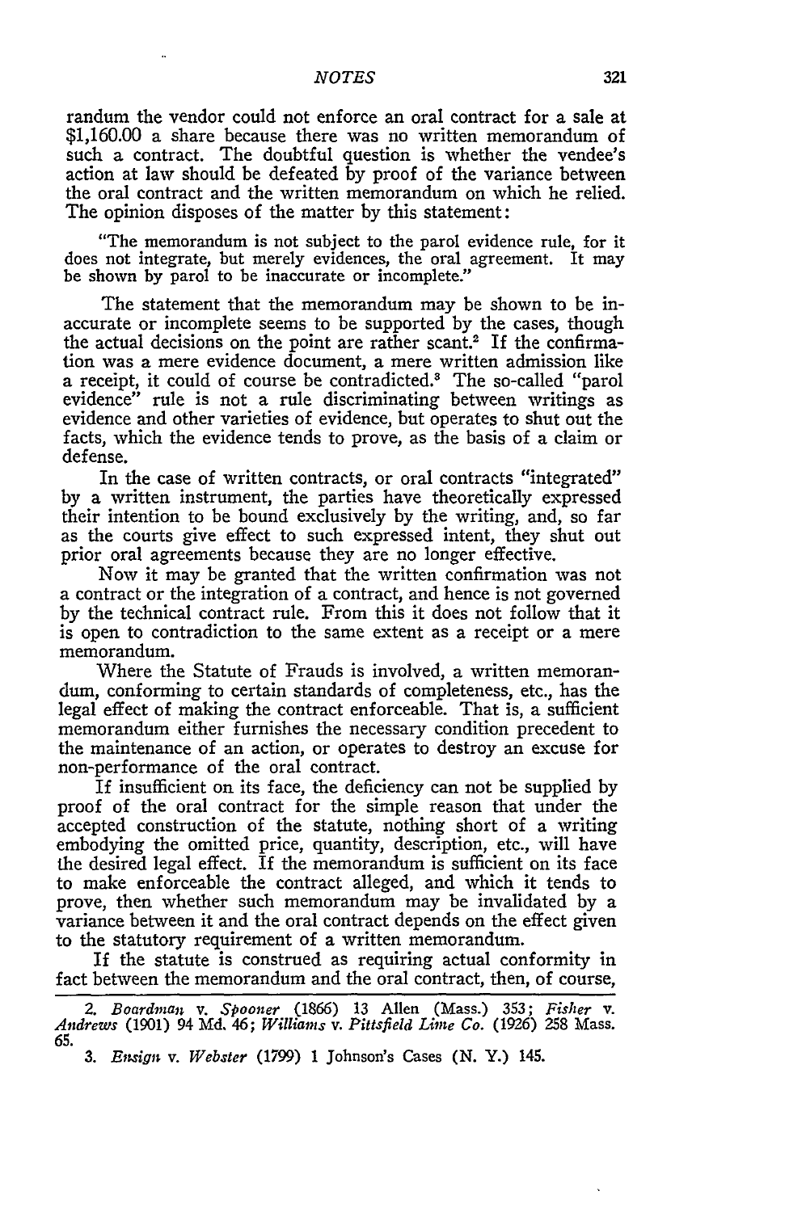randum the vendor could not enforce an oral contract for a sale at $1,160.00 a share because there was no written memorandum of such a contract. The doubtful question is whether the vendee's action at law should be defeated by proof of the variance between the oral contract and the written memorandum on which he relied. The opinion disposes of the matter by this statement:

> "The memorandum is not subject to the parol evidence rule, for it does not integrate, but merely evidences, the oral agreement. It may be shown by parol to be inaccurate or incomplete."

The statement that the memorandum may be shown to be inaccurate or incomplete seems to be supported by the cases, though the actual decisions on the point are rather scant.[2] If the confirmation was a mere evidence document, a mere written admission like a receipt, it could of course be contradicted.[3] The so-called "parol evidence" rule is not a rule discriminating between writings as evidence and other varieties of evidence, but operates to shut out the facts, which the evidence tends to prove, as the basis of a claim or defense.

In the case of written contracts, or oral contracts "integrated" by a written instrument, the parties have theoretically expressed their intention to be bound exclusively by the writing, and, so far as the courts give effect to such expressed intent, they shut out prior oral agreements because they are no longer effective.

Now it may be granted that the written confirmation was not a contract or the integration of a contract, and hence is not governed by the technical contract rule. From this it does not follow that it is open to contradiction to the same extent as a receipt or a mere memorandum.

Where the Statute of Frauds is involved, a written memorandum, conforming to certain standards of completeness, etc., has the legal effect of making the contract enforceable. That is, a sufficient memorandum either furnishes the necessary condition precedent to the maintenance of an action, or operates to destroy an excuse for non-performance of the oral contract.

If insufficient on its face, the deficiency can not be supplied by proof of the oral contract for the simple reason that under the accepted construction of the statute, nothing short of a writing embodying the omitted price, quantity, description, etc., will have the desired legal effect. If the memorandum is sufficient on its face to make enforceable the contract alleged, and which it tends to prove, then whether such memorandum may be invalidated by a variance between it and the oral contract depends on the effect given to the statutory requirement of a written memorandum.

If the statute is construed as requiring actual conformity in fact between the memorandum and the oral contract, then, of course,

---

2. *Boardman* v. *Spooner* (1866) 13 Allen (Mass.) 353; *Fisher* v. *Andrews* (1901) 94 Md. 46; *Williams* v. *Pittsfield Lime Co.* (1926) 258 Mass. 65.

3. *Ensign* v. *Webster* (1799) 1 Johnson's Cases (N. Y.) 145.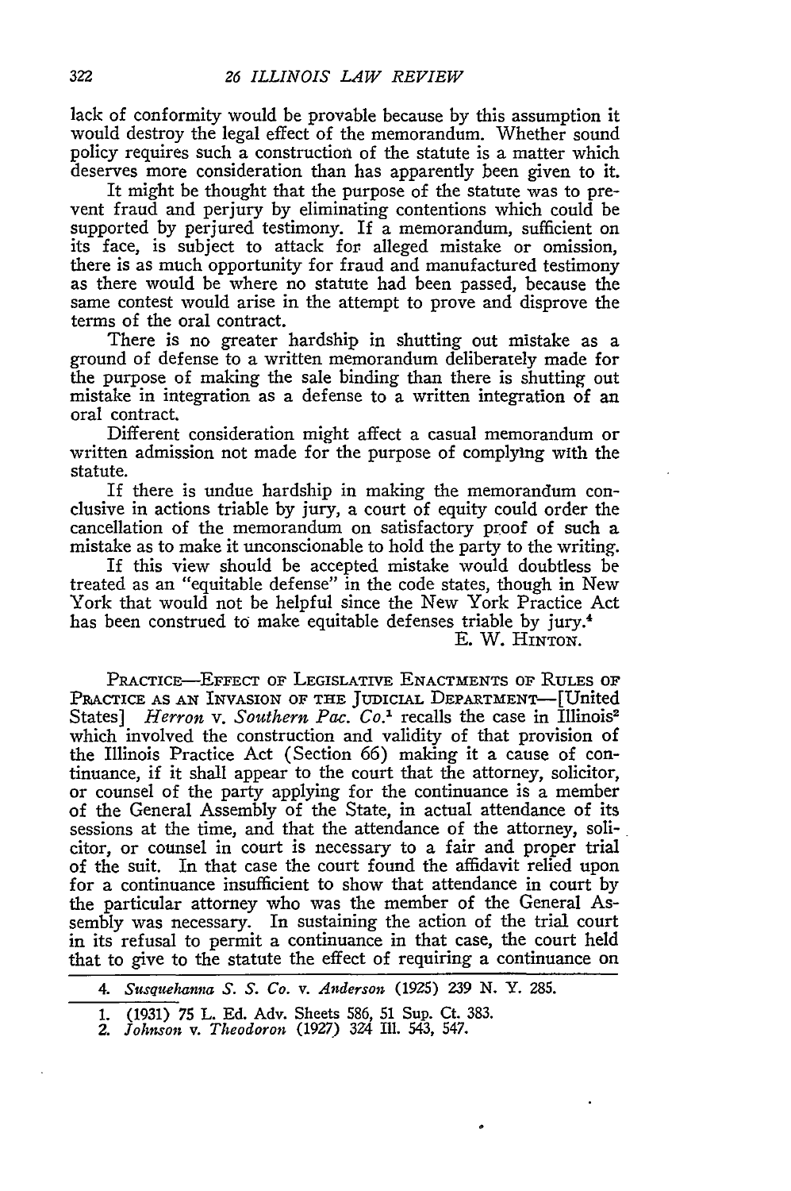lack of conformity would be provable because by this assumption it would destroy the legal effect of the memorandum. Whether sound policy requires such a construction of the statute is a matter which deserves more consideration than has apparently been given to it.

It might be thought that the purpose of the statute was to prevent fraud and perjury by eliminating contentions which could be supported by perjured testimony. If a memorandum, sufficient on its face, is subject to attack for alleged mistake or omission, there is as much opportunity for fraud and manufactured testimony as there would be where no statute had been passed, because the same contest would arise in the attempt to prove and disprove the terms of the oral contract.

There is no greater hardship in shutting out mistake as a ground of defense to a written memorandum deliberately made for the purpose of making the sale binding than there is shutting out mistake in integration as a defense to a written integration of an oral contract.

Different consideration might affect a casual memorandum or written admission not made for the purpose of complying with the statute.

If there is undue hardship in making the memorandum conclusive in actions triable by jury, a court of equity could order the cancellation of the memorandum on satisfactory proof of such a mistake as to make it unconscionable to hold the party to the writing.

If this view should be accepted mistake would doubtless be treated as an "equitable defense" in the code states, though in New York that would not be helpful since the New York Practice Act has been construed to make equitable defenses triable by jury.[4]

E. W. HINTON.

PRACTICE—EFFECT OF LEGISLATIVE ENACTMENTS OF RULES OF PRACTICE AS AN INVASION OF THE JUDICIAL DEPARTMENT—[United States] *Herron* v. *Southern Pac. Co.*[1] recalls the case in Illinois[2] which involved the construction and validity of that provision of the Illinois Practice Act (Section 66) making it a cause of continuance, if it shall appear to the court that the attorney, solicitor, or counsel of the party applying for the continuance is a member of the General Assembly of the State, in actual attendance of its sessions at the time, and that the attendance of the attorney, solicitor, or counsel in court is necessary to a fair and proper trial of the suit. In that case the court found the affidavit relied upon for a continuance insufficient to show that attendance in court by the particular attorney who was the member of the General Assembly was necessary. In sustaining the action of the trial court in its refusal to permit a continuance in that case, the court held that to give to the statute the effect of requiring a continuance on

4. *Susquehanna S. S. Co.* v. *Anderson* (1925) 239 N. Y. 285.

1. (1931) 75 L. Ed. Adv. Sheets 586, 51 Sup. Ct. 383.
2. *Johnson* v. *Theodoron* (1927) 324 Ill. 543, 547.